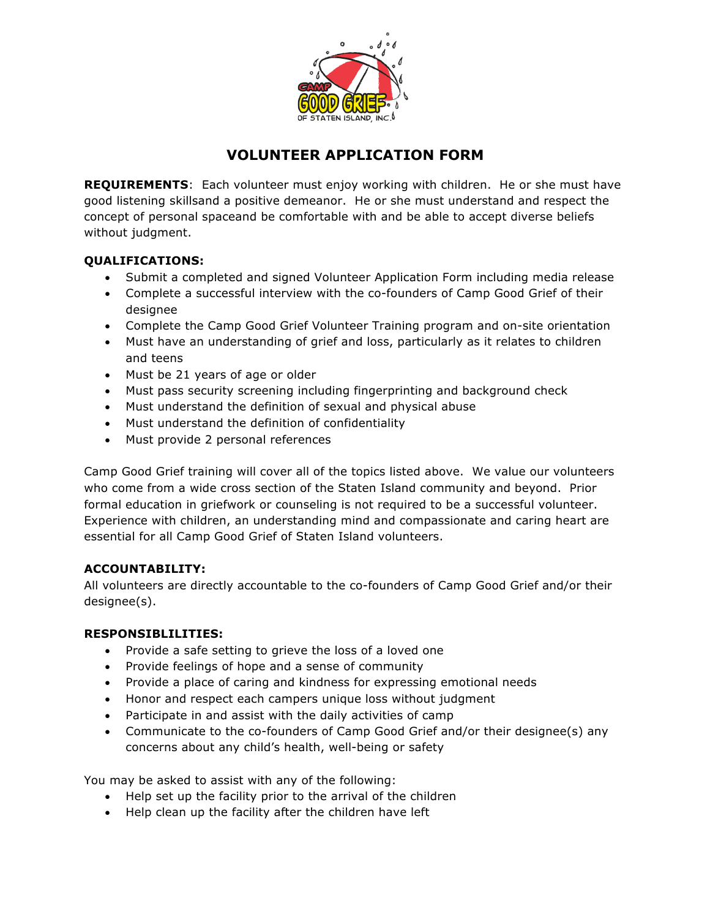# VOLUNTEER APPLICATION FORM

**REQUIREMENTS**: Each volunteer must enjoy working with children. He or she must have good listening skillsand a positive demeanor. He or she must understand and respect the concept of personal spaceand be comfortable with and be able to accept diverse beliefs without judgment.

**QUALIFICATIONS:**

- Submit a completed and signed Volunteer Application Form including media release
- Complete a successful interview with the co-founders of Camp Good Grief of their designee
- Complete the Camp Good Grief Volunteer Training program and on-site orientation
- Must have an understanding of grief and loss, particularly as it relates to children and teens
- Must be 21 years of age or older
- Must pass security screening including fingerprinting and background check
- Must understand the definition of sexual and physical abuse
- Must understand the definition of confidentiality
- Must provide 2 personal references

Camp Good Grief training will cover all of the topics listed above. We value our volunteers who come from a wide cross section of the Staten Island community and beyond. Prior formal education in griefwork or counseling is not required to be a successful volunteer. Experience with children, an understanding mind and compassionate and caring heart are essential for all Camp Good Grief of Staten Island volunteers.

**ACCOUNTABILITY:**

All volunteers are directly accountable to the co-founders of Camp Good Grief and/or their designee(s).

**RESPONSIBLILITIES:**

- Provide a safe setting to grieve the loss of a loved one
- Provide feelings of hope and a sense of community
- Provide a place of caring and kindness for expressing emotional needs
- Honor and respect each campers unique loss without judgment
- Participate in and assist with the daily activities of camp
- Communicate to the co-founders of Camp Good Grief and/or their designee(s) any concerns about any child's health, well-being or safety

You may be asked to assist with any of the following:

- Help set up the facility prior to the arrival of the children
- Help clean up the facility after the children have left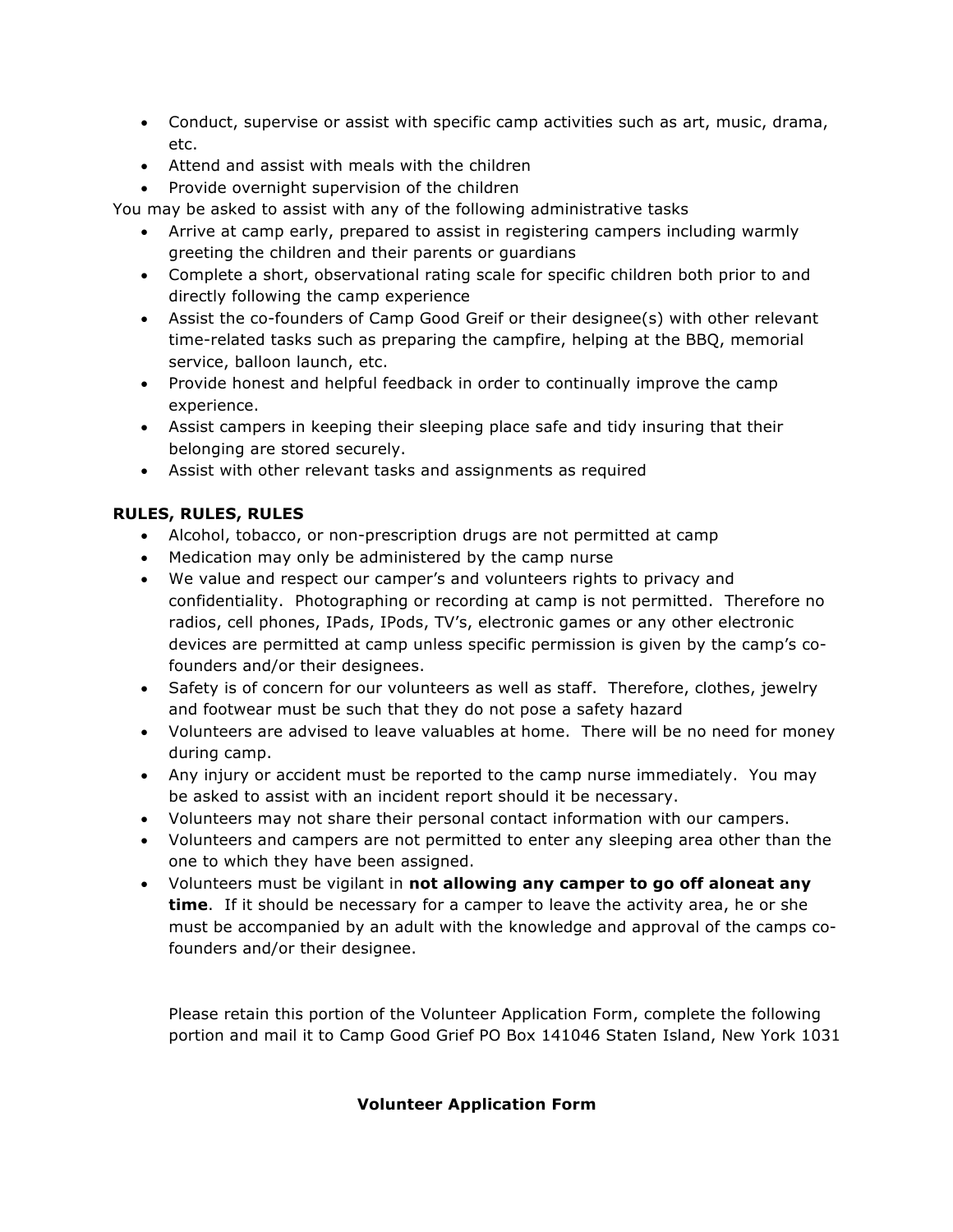- Conduct, supervise or assist with specific camp activities such as art, music, drama, etc.
- Attend and assist with meals with the children
- Provide overnight supervision of the children

You may be asked to assist with any of the following administrative tasks

- Arrive at camp early, prepared to assist in registering campers including warmly greeting the children and their parents or guardians
- Complete a short, observational rating scale for specific children both prior to and directly following the camp experience
- Assist the co-founders of Camp Good Greif or their designee(s) with other relevant time-related tasks such as preparing the campfire, helping at the BBQ, memorial service, balloon launch, etc.
- Provide honest and helpful feedback in order to continually improve the camp experience.
- Assist campers in keeping their sleeping place safe and tidy insuring that their belonging are stored securely.
- Assist with other relevant tasks and assignments as required

**RULES, RULES, RULES**

- Alcohol, tobacco, or non-prescription drugs are not permitted at camp
- Medication may only be administered by the camp nurse
- We value and respect our camper's and volunteers rights to privacy and confidentiality. Photographing or recording at camp is not permitted. Therefore no radios, cell phones, IPads, IPods, TV's, electronic games or any other electronic devices are permitted at camp unless specific permission is given by the camp's co-founders and/or their designees.
- Safety is of concern for our volunteers as well as staff. Therefore, clothes, jewelry and footwear must be such that they do not pose a safety hazard
- Volunteers are advised to leave valuables at home. There will be no need for money during camp.
- Any injury or accident must be reported to the camp nurse immediately. You may be asked to assist with an incident report should it be necessary.
- Volunteers may not share their personal contact information with our campers.
- Volunteers and campers are not permitted to enter any sleeping area other than the one to which they have been assigned.
- Volunteers must be vigilant in **not allowing any camper to go off aloneat any time**. If it should be necessary for a camper to leave the activity area, he or she must be accompanied by an adult with the knowledge and approval of the camps co-founders and/or their designee.

Please retain this portion of the Volunteer Application Form, complete the following portion and mail it to Camp Good Grief PO Box 141046 Staten Island, New York 1031

**Volunteer Application Form**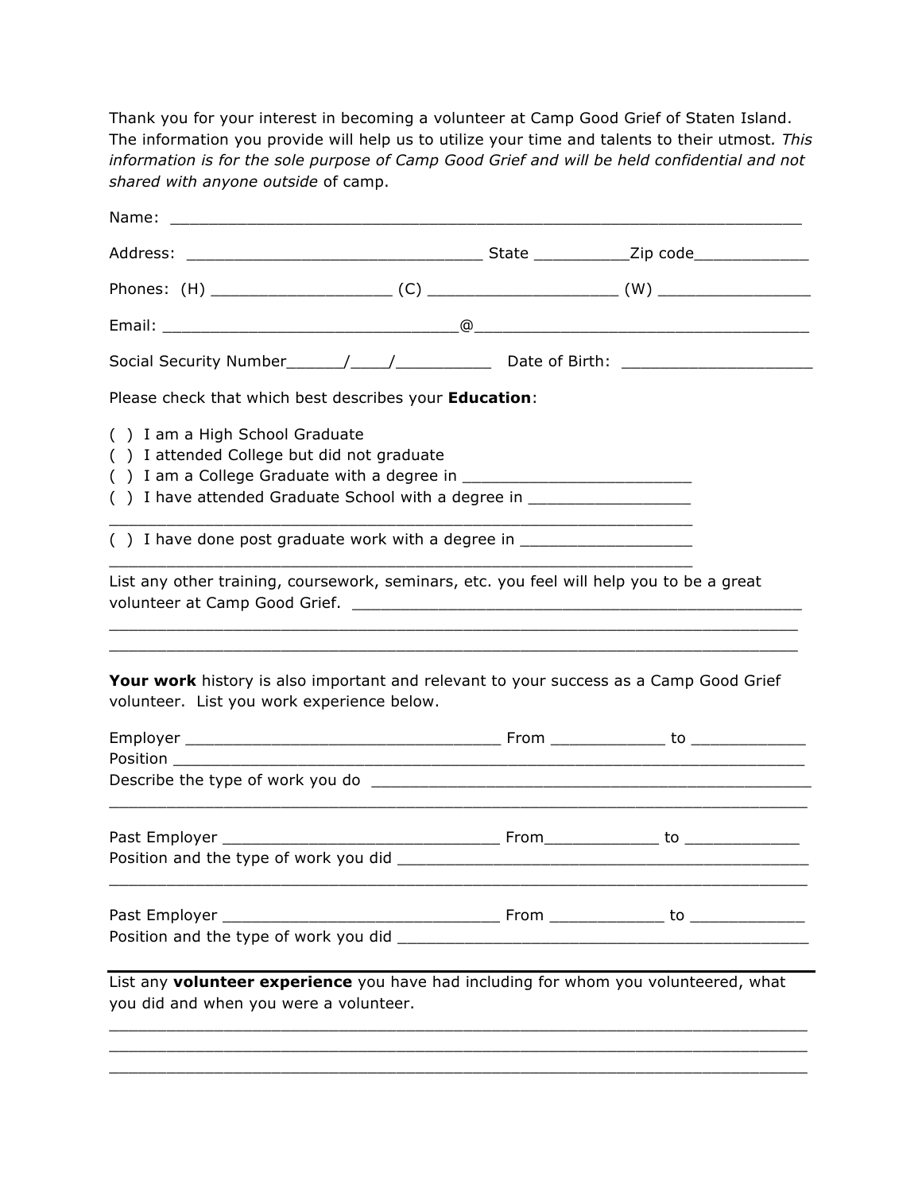Thank you for your interest in becoming a volunteer at Camp Good Grief of Staten Island. The information you provide will help us to utilize your time and talents to their utmost*. This information is for the sole purpose of Camp Good Grief and will be held confidential and not shared with anyone outside* of camp.

Name: ______________________________________________________________________

Address: _______________________________ State __________Zip code____________

Phones: (H) __________________ (C) ____________________ (W) ________________

Email: _______________________________@____________________________________

Social Security Number______/____/__________ Date of Birth: ____________________

Please check that which best describes your **Education**:

( ) I am a High School Graduate
( ) I attended College but did not graduate
( ) I am a College Graduate with a degree in ________________________
( ) I have attended Graduate School with a degree in _________________
_____________________________________________________________
( ) I have done post graduate work with a degree in __________________
_____________________________________________________________

List any other training, coursework, seminars, etc. you feel will help you to be a great volunteer at Camp Good Grief. _________________________________________________
__________________________________________________________________________
__________________________________________________________________________

**Your work** history is also important and relevant to your success as a Camp Good Grief volunteer. List you work experience below.

Employer _________________________________ From ____________ to ____________
Position __________________________________________________________________
Describe the type of work you do _______________________________________________
__________________________________________________________________________

Past Employer ______________________________ From____________ to ____________
Position and the type of work you did ____________________________________________
__________________________________________________________________________

Past Employer ______________________________ From ____________ to ____________
Position and the type of work you did ____________________________________________

---

List any **volunteer experience** you have had including for whom you volunteered, what you did and when you were a volunteer.

__________________________________________________________________________
__________________________________________________________________________
__________________________________________________________________________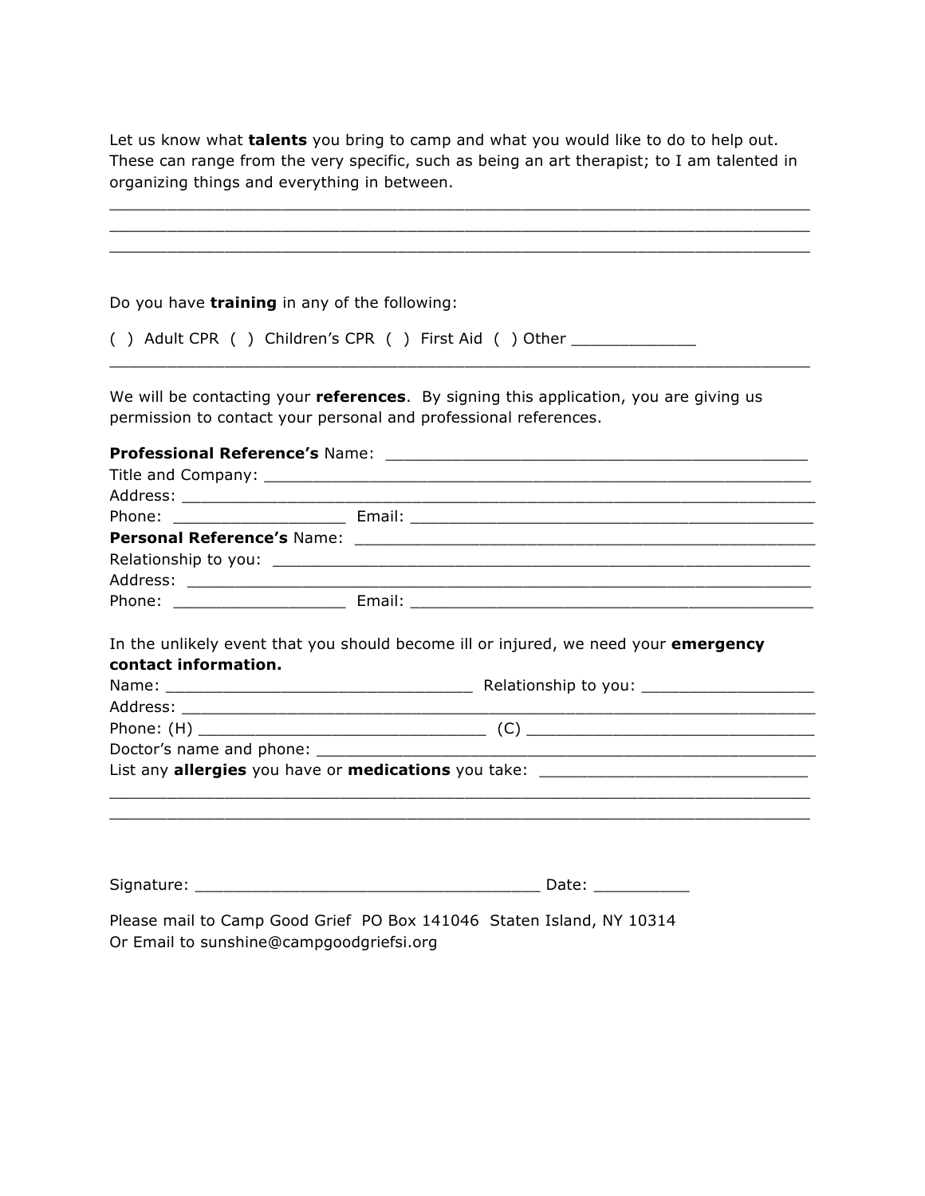Let us know what **talents** you bring to camp and what you would like to do to help out. These can range from the very specific, such as being an art therapist; to I am talented in organizing things and everything in between.

___________________________________________________________________________
___________________________________________________________________________
___________________________________________________________________________

Do you have **training** in any of the following:

( ) Adult CPR ( ) Children's CPR ( ) First Aid ( ) Other _____________
___________________________________________________________________________

We will be contacting your **references**. By signing this application, you are giving us permission to contact your personal and professional references.

**Professional Reference's** Name: ______________________________________________
Title and Company: ______________________________________________________________
Address: _______________________________________________________________________
Phone: _________________ Email: ________________________________________________
**Personal Reference's** Name: _________________________________________________
Relationship to you: ____________________________________________________________
Address: _______________________________________________________________________
Phone: _________________ Email: ________________________________________________

In the unlikely event that you should become ill or injured, we need your **emergency contact information.**
Name: ________________________________ Relationship to you: __________________
Address: _______________________________________________________________________
Phone: (H) ______________________________ (C) ______________________________
Doctor's name and phone: _______________________________________________________
List any **allergies** you have or **medications** you take: ____________________________
___________________________________________________________________________
___________________________________________________________________________

Signature: ___________________________________ Date: __________

Please mail to Camp Good Grief PO Box 141046 Staten Island, NY 10314
Or Email to sunshine@campgoodgriefsi.org